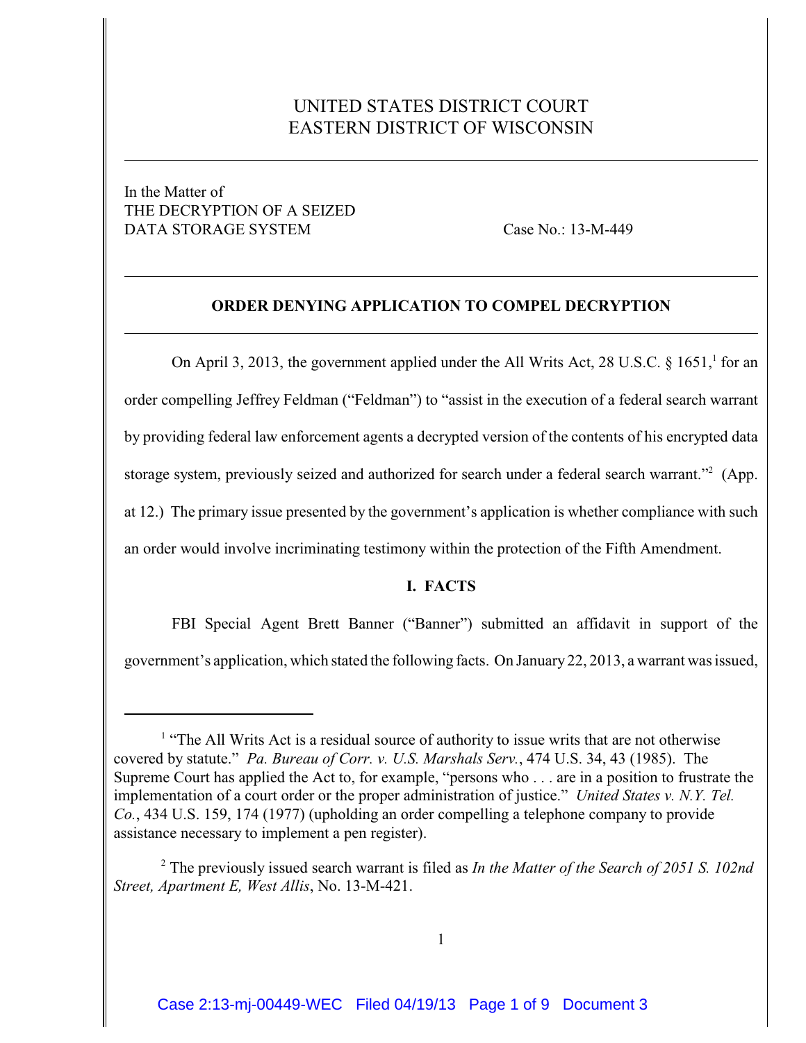UNITED STATES DISTRICT COURT
EASTERN DISTRICT OF WISCONSIN

---

In the Matter of
THE DECRYPTION OF A SEIZED
DATA STORAGE SYSTEM

Case No.: 13-M-449

---

**ORDER DENYING APPLICATION TO COMPEL DECRYPTION**

---

On April 3, 2013, the government applied under the All Writs Act, 28 U.S.C. § 1651,[1] for an order compelling Jeffrey Feldman ("Feldman") to "assist in the execution of a federal search warrant by providing federal law enforcement agents a decrypted version of the contents of his encrypted data storage system, previously seized and authorized for search under a federal search warrant."[2] (App. at 12.) The primary issue presented by the government's application is whether compliance with such an order would involve incriminating testimony within the protection of the Fifth Amendment.

**I. FACTS**

FBI Special Agent Brett Banner ("Banner") submitted an affidavit in support of the government's application, which stated the following facts. On January 22, 2013, a warrant was issued,

---

[1] "The All Writs Act is a residual source of authority to issue writs that are not otherwise covered by statute." *Pa. Bureau of Corr. v. U.S. Marshals Serv.*, 474 U.S. 34, 43 (1985). The Supreme Court has applied the Act to, for example, "persons who . . . are in a position to frustrate the implementation of a court order or the proper administration of justice." *United States v. N.Y. Tel. Co.*, 434 U.S. 159, 174 (1977) (upholding an order compelling a telephone company to provide assistance necessary to implement a pen register).

[2] The previously issued search warrant is filed as *In the Matter of the Search of 2051 S. 102nd Street, Apartment E, West Allis*, No. 13-M-421.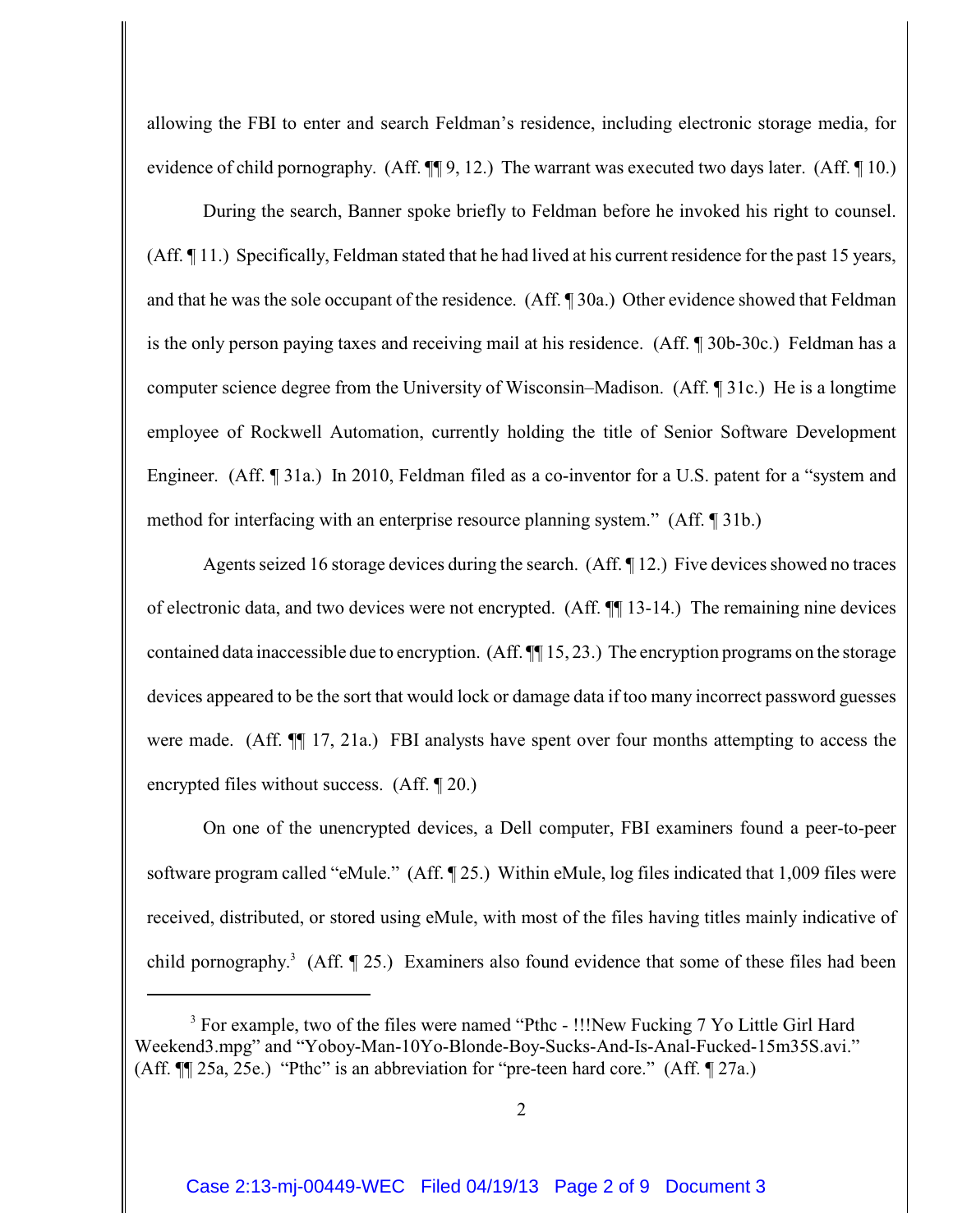allowing the FBI to enter and search Feldman's residence, including electronic storage media, for evidence of child pornography. (Aff. ¶¶ 9, 12.) The warrant was executed two days later. (Aff. ¶ 10.)

During the search, Banner spoke briefly to Feldman before he invoked his right to counsel. (Aff. ¶ 11.) Specifically, Feldman stated that he had lived at his current residence for the past 15 years, and that he was the sole occupant of the residence. (Aff. ¶ 30a.) Other evidence showed that Feldman is the only person paying taxes and receiving mail at his residence. (Aff. ¶ 30b-30c.) Feldman has a computer science degree from the University of Wisconsin–Madison. (Aff. ¶ 31c.) He is a longtime employee of Rockwell Automation, currently holding the title of Senior Software Development Engineer. (Aff. ¶ 31a.) In 2010, Feldman filed as a co-inventor for a U.S. patent for a "system and method for interfacing with an enterprise resource planning system." (Aff. ¶ 31b.)

Agents seized 16 storage devices during the search. (Aff. ¶ 12.) Five devices showed no traces of electronic data, and two devices were not encrypted. (Aff. ¶¶ 13-14.) The remaining nine devices contained data inaccessible due to encryption. (Aff. ¶¶ 15, 23.) The encryption programs on the storage devices appeared to be the sort that would lock or damage data if too many incorrect password guesses were made. (Aff. ¶¶ 17, 21a.) FBI analysts have spent over four months attempting to access the encrypted files without success. (Aff. ¶ 20.)

On one of the unencrypted devices, a Dell computer, FBI examiners found a peer-to-peer software program called "eMule." (Aff. ¶ 25.) Within eMule, log files indicated that 1,009 files were received, distributed, or stored using eMule, with most of the files having titles mainly indicative of child pornography.[3] (Aff. ¶ 25.) Examiners also found evidence that some of these files had been

[3] For example, two of the files were named "Pthc - !!!New Fucking 7 Yo Little Girl Hard Weekend3.mpg" and "Yoboy-Man-10Yo-Blonde-Boy-Sucks-And-Is-Anal-Fucked-15m35S.avi." (Aff. ¶¶ 25a, 25e.) "Pthc" is an abbreviation for "pre-teen hard core." (Aff. ¶ 27a.)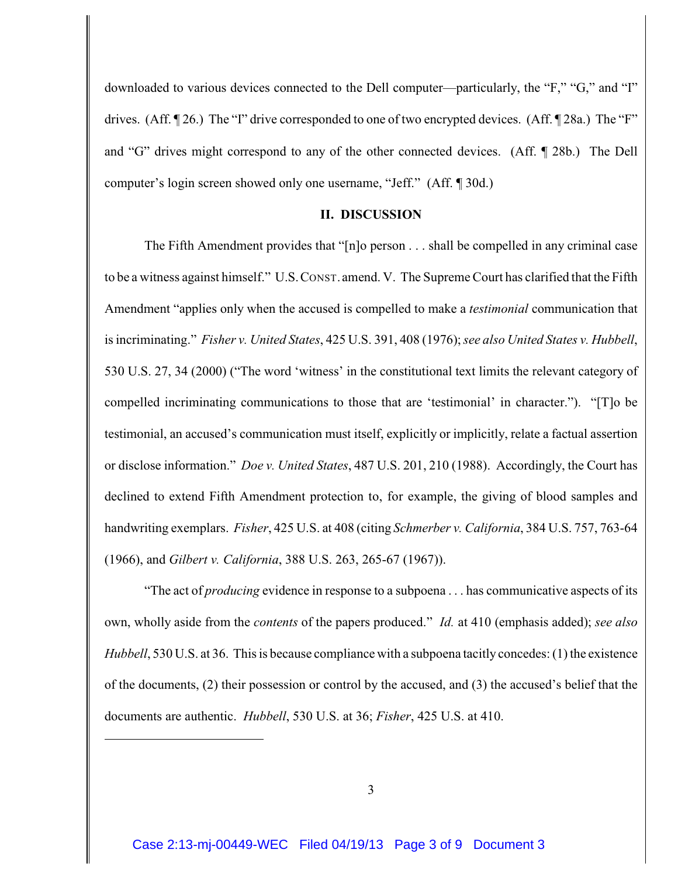downloaded to various devices connected to the Dell computer—particularly, the "F," "G," and "I" drives. (Aff. ¶ 26.) The "I" drive corresponded to one of two encrypted devices. (Aff. ¶ 28a.) The "F" and "G" drives might correspond to any of the other connected devices. (Aff. ¶ 28b.) The Dell computer's login screen showed only one username, "Jeff." (Aff. ¶ 30d.)

## II. DISCUSSION

The Fifth Amendment provides that "[n]o person . . . shall be compelled in any criminal case to be a witness against himself." U.S. CONST. amend. V. The Supreme Court has clarified that the Fifth Amendment "applies only when the accused is compelled to make a *testimonial* communication that is incriminating." *Fisher v. United States*, 425 U.S. 391, 408 (1976); *see also United States v. Hubbell*, 530 U.S. 27, 34 (2000) ("The word 'witness' in the constitutional text limits the relevant category of compelled incriminating communications to those that are 'testimonial' in character."). "[T]o be testimonial, an accused's communication must itself, explicitly or implicitly, relate a factual assertion or disclose information." *Doe v. United States*, 487 U.S. 201, 210 (1988). Accordingly, the Court has declined to extend Fifth Amendment protection to, for example, the giving of blood samples and handwriting exemplars. *Fisher*, 425 U.S. at 408 (citing *Schmerber v. California*, 384 U.S. 757, 763-64 (1966), and *Gilbert v. California*, 388 U.S. 263, 265-67 (1967)).

"The act of *producing* evidence in response to a subpoena . . . has communicative aspects of its own, wholly aside from the *contents* of the papers produced." *Id.* at 410 (emphasis added); *see also Hubbell*, 530 U.S. at 36. This is because compliance with a subpoena tacitly concedes: (1) the existence of the documents, (2) their possession or control by the accused, and (3) the accused's belief that the documents are authentic. *Hubbell*, 530 U.S. at 36; *Fisher*, 425 U.S. at 410.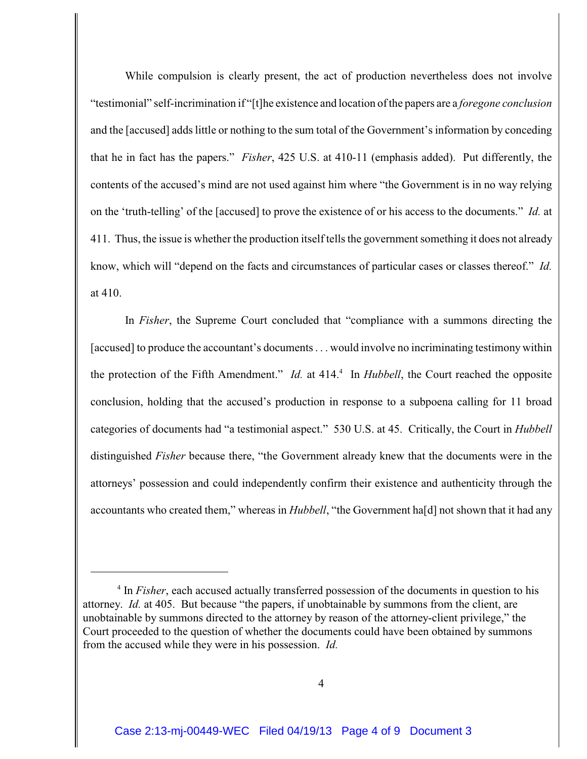While compulsion is clearly present, the act of production nevertheless does not involve "testimonial" self-incrimination if "[t]he existence and location of the papers are a *foregone conclusion* and the [accused] adds little or nothing to the sum total of the Government's information by conceding that he in fact has the papers." *Fisher*, 425 U.S. at 410-11 (emphasis added). Put differently, the contents of the accused's mind are not used against him where "the Government is in no way relying on the 'truth-telling' of the [accused] to prove the existence of or his access to the documents." *Id.* at 411. Thus, the issue is whether the production itself tells the government something it does not already know, which will "depend on the facts and circumstances of particular cases or classes thereof." *Id.* at 410.

In *Fisher*, the Supreme Court concluded that "compliance with a summons directing the [accused] to produce the accountant's documents . . . would involve no incriminating testimony within the protection of the Fifth Amendment." *Id.* at 414.[4] In *Hubbell*, the Court reached the opposite conclusion, holding that the accused's production in response to a subpoena calling for 11 broad categories of documents had "a testimonial aspect." 530 U.S. at 45. Critically, the Court in *Hubbell* distinguished *Fisher* because there, "the Government already knew that the documents were in the attorneys' possession and could independently confirm their existence and authenticity through the accountants who created them," whereas in *Hubbell*, "the Government ha[d] not shown that it had any

---

[4] In *Fisher*, each accused actually transferred possession of the documents in question to his attorney. *Id.* at 405. But because "the papers, if unobtainable by summons from the client, are unobtainable by summons directed to the attorney by reason of the attorney-client privilege," the Court proceeded to the question of whether the documents could have been obtained by summons from the accused while they were in his possession. *Id.*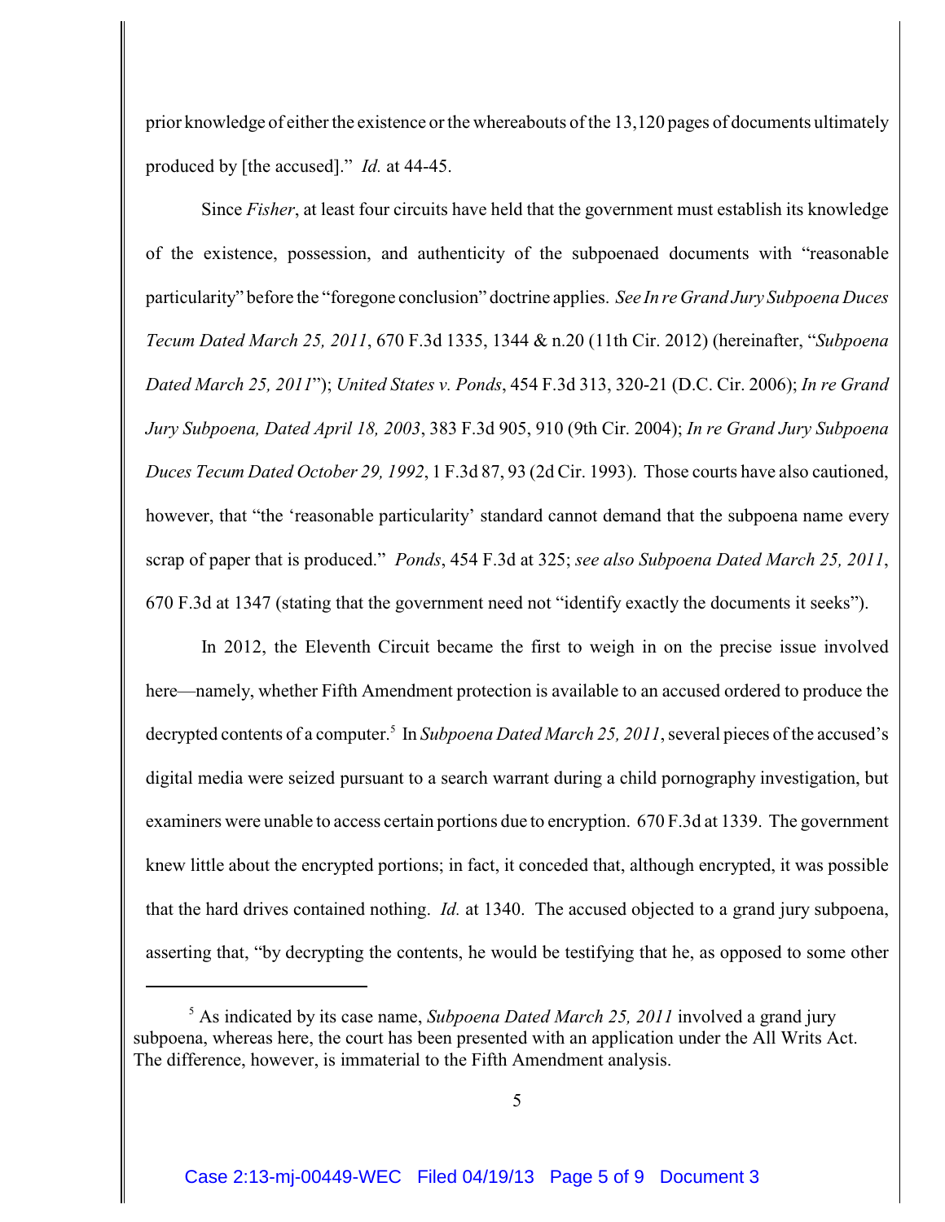prior knowledge of either the existence or the whereabouts of the 13,120 pages of documents ultimately produced by [the accused]." *Id.* at 44-45.

Since *Fisher*, at least four circuits have held that the government must establish its knowledge of the existence, possession, and authenticity of the subpoenaed documents with "reasonable particularity" before the "foregone conclusion" doctrine applies. *See In re Grand Jury Subpoena Duces Tecum Dated March 25, 2011*, 670 F.3d 1335, 1344 & n.20 (11th Cir. 2012) (hereinafter, "*Subpoena Dated March 25, 2011*"); *United States v. Ponds*, 454 F.3d 313, 320-21 (D.C. Cir. 2006); *In re Grand Jury Subpoena, Dated April 18, 2003*, 383 F.3d 905, 910 (9th Cir. 2004); *In re Grand Jury Subpoena Duces Tecum Dated October 29, 1992*, 1 F.3d 87, 93 (2d Cir. 1993). Those courts have also cautioned, however, that "the 'reasonable particularity' standard cannot demand that the subpoena name every scrap of paper that is produced." *Ponds*, 454 F.3d at 325; *see also Subpoena Dated March 25, 2011*, 670 F.3d at 1347 (stating that the government need not "identify exactly the documents it seeks").

In 2012, the Eleventh Circuit became the first to weigh in on the precise issue involved here—namely, whether Fifth Amendment protection is available to an accused ordered to produce the decrypted contents of a computer.[5] In *Subpoena Dated March 25, 2011*, several pieces of the accused's digital media were seized pursuant to a search warrant during a child pornography investigation, but examiners were unable to access certain portions due to encryption. 670 F.3d at 1339. The government knew little about the encrypted portions; in fact, it conceded that, although encrypted, it was possible that the hard drives contained nothing. *Id.* at 1340. The accused objected to a grand jury subpoena, asserting that, "by decrypting the contents, he would be testifying that he, as opposed to some other

[5] As indicated by its case name, *Subpoena Dated March 25, 2011* involved a grand jury subpoena, whereas here, the court has been presented with an application under the All Writs Act. The difference, however, is immaterial to the Fifth Amendment analysis.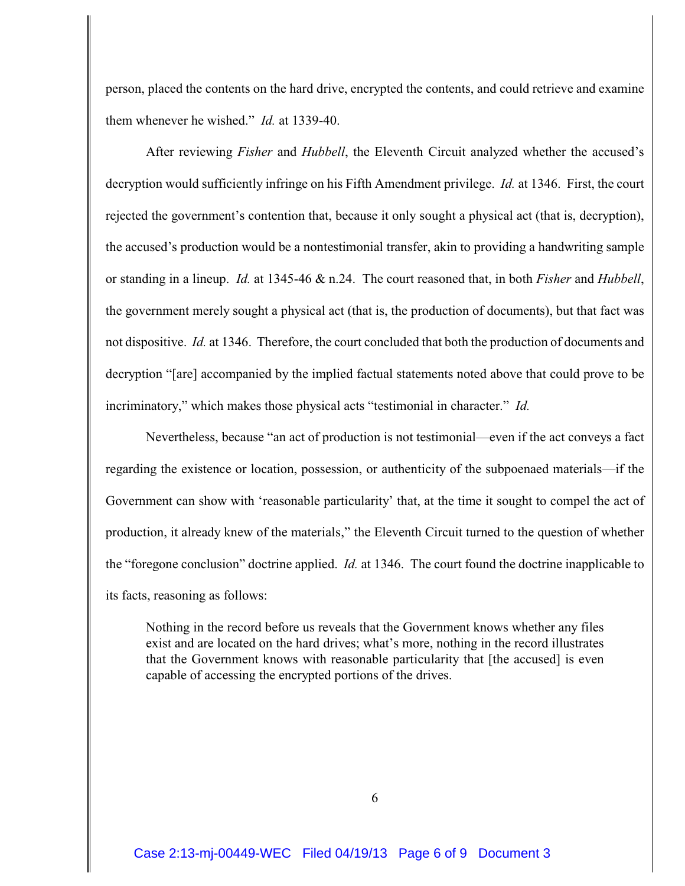person, placed the contents on the hard drive, encrypted the contents, and could retrieve and examine them whenever he wished." *Id.* at 1339-40.

After reviewing *Fisher* and *Hubbell*, the Eleventh Circuit analyzed whether the accused's decryption would sufficiently infringe on his Fifth Amendment privilege. *Id.* at 1346. First, the court rejected the government's contention that, because it only sought a physical act (that is, decryption), the accused's production would be a nontestimonial transfer, akin to providing a handwriting sample or standing in a lineup. *Id.* at 1345-46 & n.24. The court reasoned that, in both *Fisher* and *Hubbell*, the government merely sought a physical act (that is, the production of documents), but that fact was not dispositive. *Id.* at 1346. Therefore, the court concluded that both the production of documents and decryption "[are] accompanied by the implied factual statements noted above that could prove to be incriminatory," which makes those physical acts "testimonial in character." *Id.*

Nevertheless, because "an act of production is not testimonial—even if the act conveys a fact regarding the existence or location, possession, or authenticity of the subpoenaed materials—if the Government can show with 'reasonable particularity' that, at the time it sought to compel the act of production, it already knew of the materials," the Eleventh Circuit turned to the question of whether the "foregone conclusion" doctrine applied. *Id.* at 1346. The court found the doctrine inapplicable to its facts, reasoning as follows:

> Nothing in the record before us reveals that the Government knows whether any files exist and are located on the hard drives; what's more, nothing in the record illustrates that the Government knows with reasonable particularity that [the accused] is even capable of accessing the encrypted portions of the drives.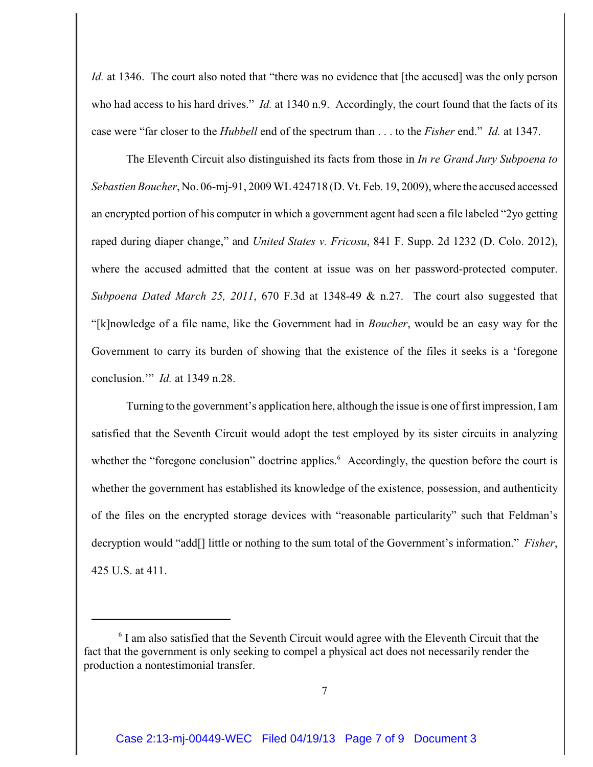*Id.* at 1346. The court also noted that "there was no evidence that [the accused] was the only person who had access to his hard drives." *Id.* at 1340 n.9. Accordingly, the court found that the facts of its case were "far closer to the *Hubbell* end of the spectrum than . . . to the *Fisher* end." *Id.* at 1347.

The Eleventh Circuit also distinguished its facts from those in *In re Grand Jury Subpoena to Sebastien Boucher*, No. 06-mj-91, 2009 WL 424718 (D. Vt. Feb. 19, 2009), where the accused accessed an encrypted portion of his computer in which a government agent had seen a file labeled "2yo getting raped during diaper change," and *United States v. Fricosu*, 841 F. Supp. 2d 1232 (D. Colo. 2012), where the accused admitted that the content at issue was on her password-protected computer. *Subpoena Dated March 25, 2011*, 670 F.3d at 1348-49 & n.27. The court also suggested that "[k]nowledge of a file name, like the Government had in *Boucher*, would be an easy way for the Government to carry its burden of showing that the existence of the files it seeks is a 'foregone conclusion.'" *Id.* at 1349 n.28.

Turning to the government's application here, although the issue is one of first impression, I am satisfied that the Seventh Circuit would adopt the test employed by its sister circuits in analyzing whether the "foregone conclusion" doctrine applies.[6] Accordingly, the question before the court is whether the government has established its knowledge of the existence, possession, and authenticity of the files on the encrypted storage devices with "reasonable particularity" such that Feldman's decryption would "add[] little or nothing to the sum total of the Government's information." *Fisher*, 425 U.S. at 411.

---

[6] I am also satisfied that the Seventh Circuit would agree with the Eleventh Circuit that the fact that the government is only seeking to compel a physical act does not necessarily render the production a nontestimonial transfer.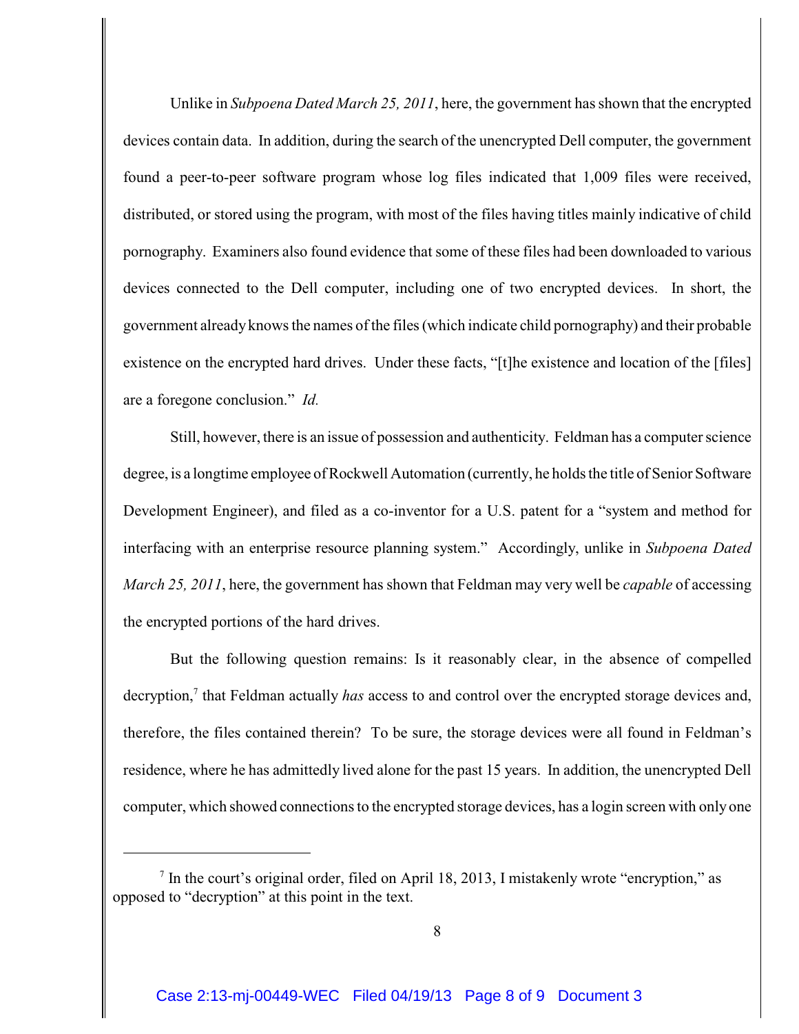Unlike in *Subpoena Dated March 25, 2011*, here, the government has shown that the encrypted devices contain data. In addition, during the search of the unencrypted Dell computer, the government found a peer-to-peer software program whose log files indicated that 1,009 files were received, distributed, or stored using the program, with most of the files having titles mainly indicative of child pornography. Examiners also found evidence that some of these files had been downloaded to various devices connected to the Dell computer, including one of two encrypted devices. In short, the government already knows the names of the files (which indicate child pornography) and their probable existence on the encrypted hard drives. Under these facts, "[t]he existence and location of the [files] are a foregone conclusion." *Id.*

Still, however, there is an issue of possession and authenticity. Feldman has a computer science degree, is a longtime employee of Rockwell Automation (currently, he holds the title of Senior Software Development Engineer), and filed as a co-inventor for a U.S. patent for a "system and method for interfacing with an enterprise resource planning system." Accordingly, unlike in *Subpoena Dated March 25, 2011*, here, the government has shown that Feldman may very well be *capable* of accessing the encrypted portions of the hard drives.

But the following question remains: Is it reasonably clear, in the absence of compelled decryption,[7] that Feldman actually *has* access to and control over the encrypted storage devices and, therefore, the files contained therein? To be sure, the storage devices were all found in Feldman's residence, where he has admittedly lived alone for the past 15 years. In addition, the unencrypted Dell computer, which showed connections to the encrypted storage devices, has a login screen with only one

---

[7] In the court's original order, filed on April 18, 2013, I mistakenly wrote "encryption," as opposed to "decryption" at this point in the text.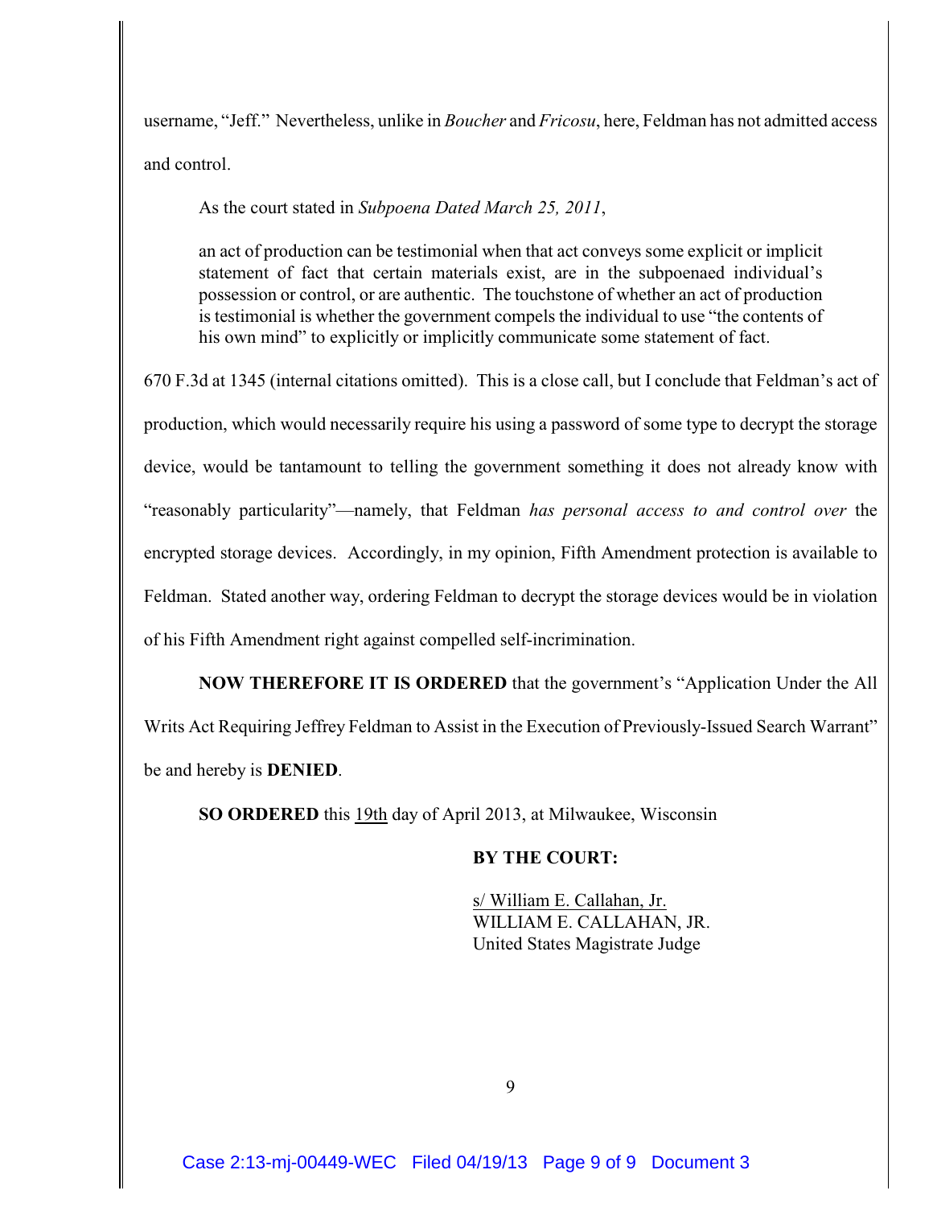username, "Jeff." Nevertheless, unlike in *Boucher* and *Fricosu*, here, Feldman has not admitted access and control.

As the court stated in *Subpoena Dated March 25, 2011*,

> an act of production can be testimonial when that act conveys some explicit or implicit statement of fact that certain materials exist, are in the subpoenaed individual's possession or control, or are authentic. The touchstone of whether an act of production is testimonial is whether the government compels the individual to use "the contents of his own mind" to explicitly or implicitly communicate some statement of fact.

670 F.3d at 1345 (internal citations omitted). This is a close call, but I conclude that Feldman's act of production, which would necessarily require his using a password of some type to decrypt the storage device, would be tantamount to telling the government something it does not already know with "reasonably particularity"—namely, that Feldman *has personal access to and control over* the encrypted storage devices. Accordingly, in my opinion, Fifth Amendment protection is available to Feldman. Stated another way, ordering Feldman to decrypt the storage devices would be in violation of his Fifth Amendment right against compelled self-incrimination.

**NOW THEREFORE IT IS ORDERED** that the government's "Application Under the All Writs Act Requiring Jeffrey Feldman to Assist in the Execution of Previously-Issued Search Warrant" be and hereby is **DENIED**.

**SO ORDERED** this 19th day of April 2013, at Milwaukee, Wisconsin

**BY THE COURT:**

s/ William E. Callahan, Jr.
WILLIAM E. CALLAHAN, JR.
United States Magistrate Judge